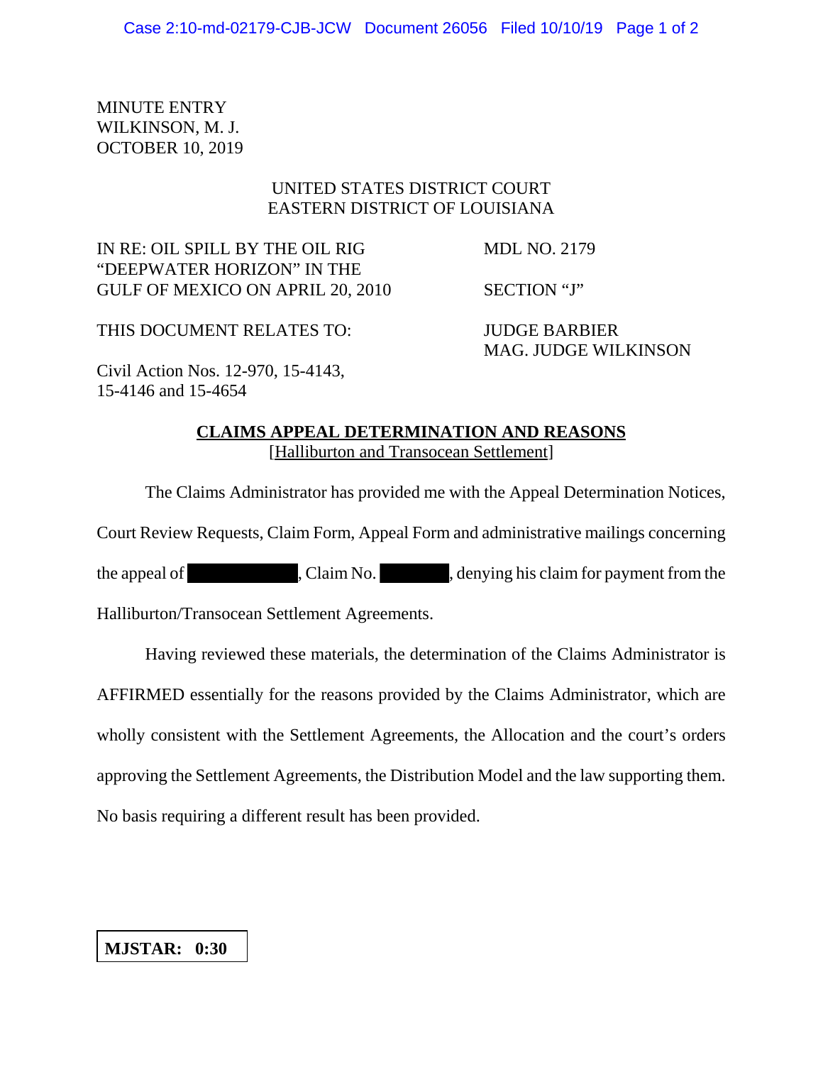MINUTE ENTRY
WILKINSON, M. J.
OCTOBER 10, 2019

UNITED STATES DISTRICT COURT
EASTERN DISTRICT OF LOUISIANA

| | |
|---|---|
| IN RE: OIL SPILL BY THE OIL RIG "DEEPWATER HORIZON" IN THE GULF OF MEXICO ON APRIL 20, 2010 | MDL NO. 2179 |
| | SECTION "J" |
| THIS DOCUMENT RELATES TO: | JUDGE BARBIER MAG. JUDGE WILKINSON |
| Civil Action Nos. 12-970, 15-4143, 15-4146 and 15-4654 | |

**CLAIMS APPEAL DETERMINATION AND REASONS**
[Halliburton and Transocean Settlement]

The Claims Administrator has provided me with the Appeal Determination Notices, Court Review Requests, Claim Form, Appeal Form and administrative mailings concerning the appeal of [REDACTED], Claim No. [REDACTED], denying his claim for payment from the Halliburton/Transocean Settlement Agreements.

Having reviewed these materials, the determination of the Claims Administrator is AFFIRMED essentially for the reasons provided by the Claims Administrator, which are wholly consistent with the Settlement Agreements, the Allocation and the court's orders approving the Settlement Agreements, the Distribution Model and the law supporting them. No basis requiring a different result has been provided.

**MJSTAR: 0:30**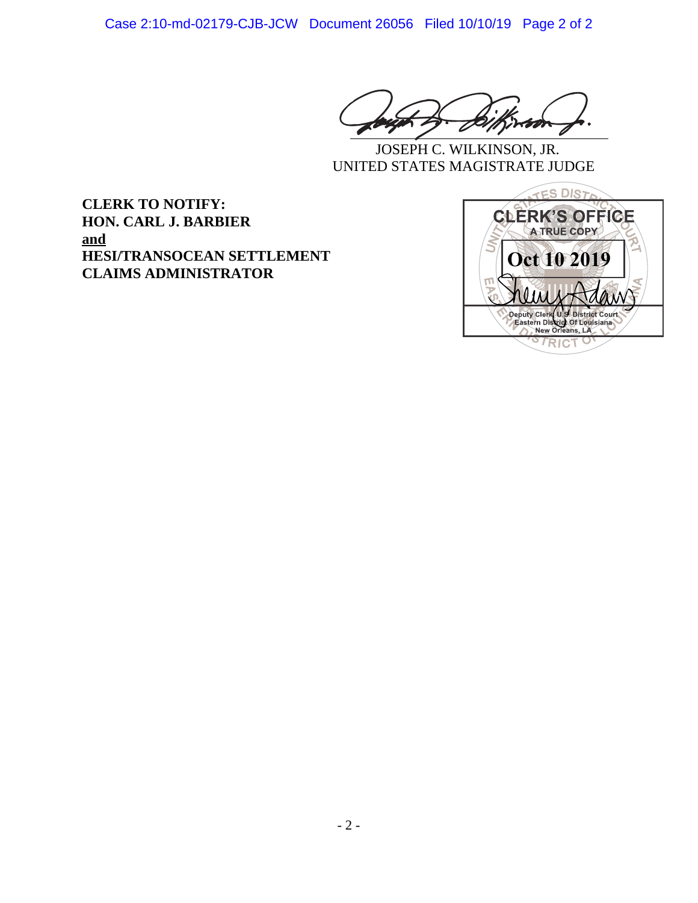JOSEPH C. WILKINSON, JR.
UNITED STATES MAGISTRATE JUDGE

**CLERK TO NOTIFY:**
**HON. CARL J. BARBIER**
**<u>and</u>**
**HESI/TRANSOCEAN SETTLEMENT CLAIMS ADMINISTRATOR**

CLERK'S OFFICE
A TRUE COPY
Oct 10 2019
Deputy Clerk, U.S. District Court
Eastern District Of Louisiana
New Orleans, LA